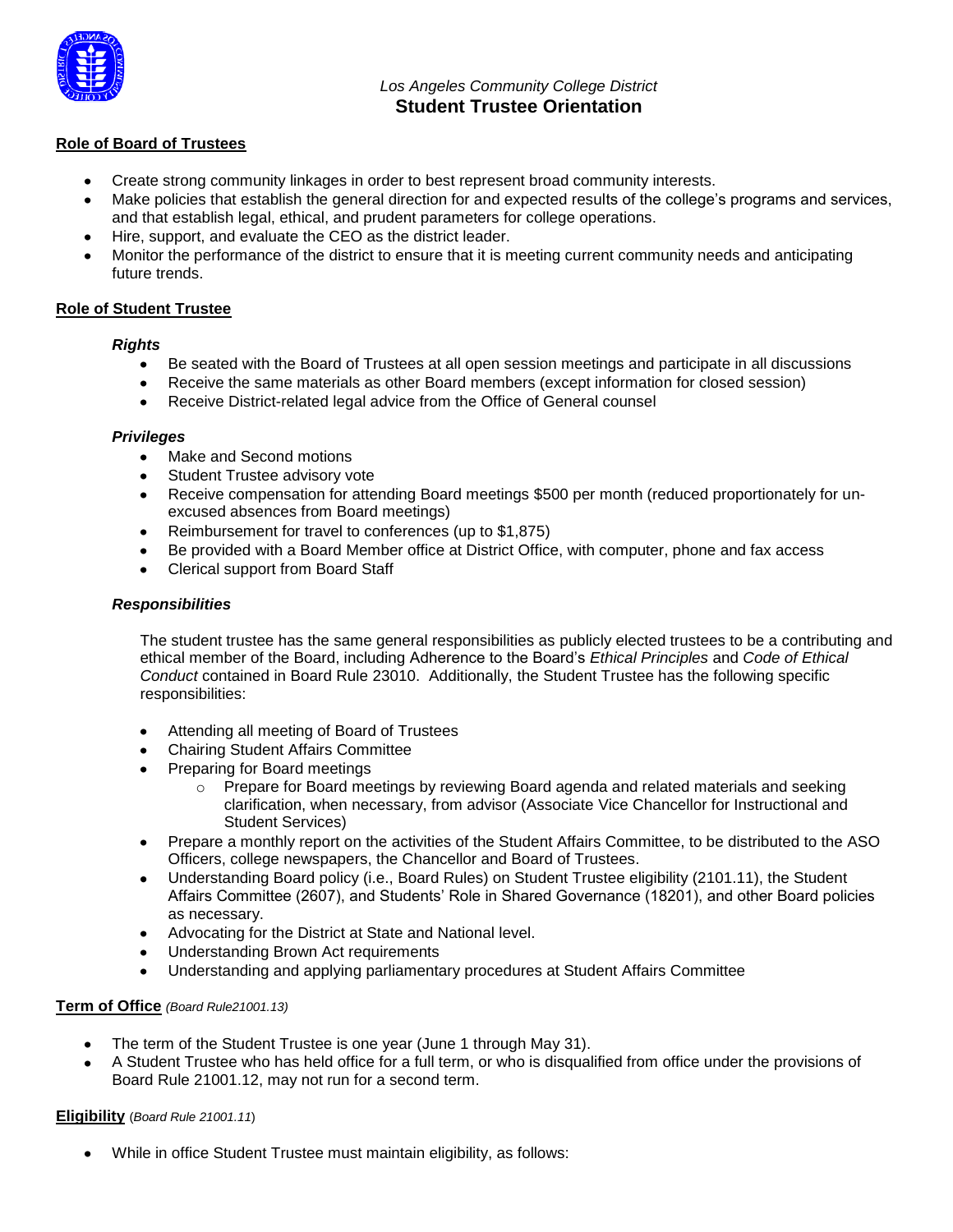*Los Angeles Community College District*

# Student Trustee Orientation

## Role of Board of Trustees

- Create strong community linkages in order to best represent broad community interests.
- Make policies that establish the general direction for and expected results of the college's programs and services, and that establish legal, ethical, and prudent parameters for college operations.
- Hire, support, and evaluate the CEO as the district leader.
- Monitor the performance of the district to ensure that it is meeting current community needs and anticipating future trends.

## Role of Student Trustee

### *Rights*

- Be seated with the Board of Trustees at all open session meetings and participate in all discussions
- Receive the same materials as other Board members (except information for closed session)
- Receive District-related legal advice from the Office of General counsel

### *Privileges*

- Make and Second motions
- Student Trustee advisory vote
- Receive compensation for attending Board meetings $500 per month (reduced proportionately for un-excused absences from Board meetings)
- Reimbursement for travel to conferences (up to $1,875)
- Be provided with a Board Member office at District Office, with computer, phone and fax access
- Clerical support from Board Staff

### *Responsibilities*

The student trustee has the same general responsibilities as publicly elected trustees to be a contributing and ethical member of the Board, including Adherence to the Board's *Ethical Principles* and *Code of Ethical Conduct* contained in Board Rule 23010. Additionally, the Student Trustee has the following specific responsibilities:

- Attending all meeting of Board of Trustees
- Chairing Student Affairs Committee
- Preparing for Board meetings
  - Prepare for Board meetings by reviewing Board agenda and related materials and seeking clarification, when necessary, from advisor (Associate Vice Chancellor for Instructional and Student Services)
- Prepare a monthly report on the activities of the Student Affairs Committee, to be distributed to the ASO Officers, college newspapers, the Chancellor and Board of Trustees.
- Understanding Board policy (i.e., Board Rules) on Student Trustee eligibility (2101.11), the Student Affairs Committee (2607), and Students' Role in Shared Governance (18201), and other Board policies as necessary.
- Advocating for the District at State and National level.
- Understanding Brown Act requirements
- Understanding and applying parliamentary procedures at Student Affairs Committee

## Term of Office *(Board Rule21001.13)*

- The term of the Student Trustee is one year (June 1 through May 31).
- A Student Trustee who has held office for a full term, or who is disqualified from office under the provisions of Board Rule 21001.12, may not run for a second term.

## Eligibility (*Board Rule 21001.11*)

- While in office Student Trustee must maintain eligibility, as follows: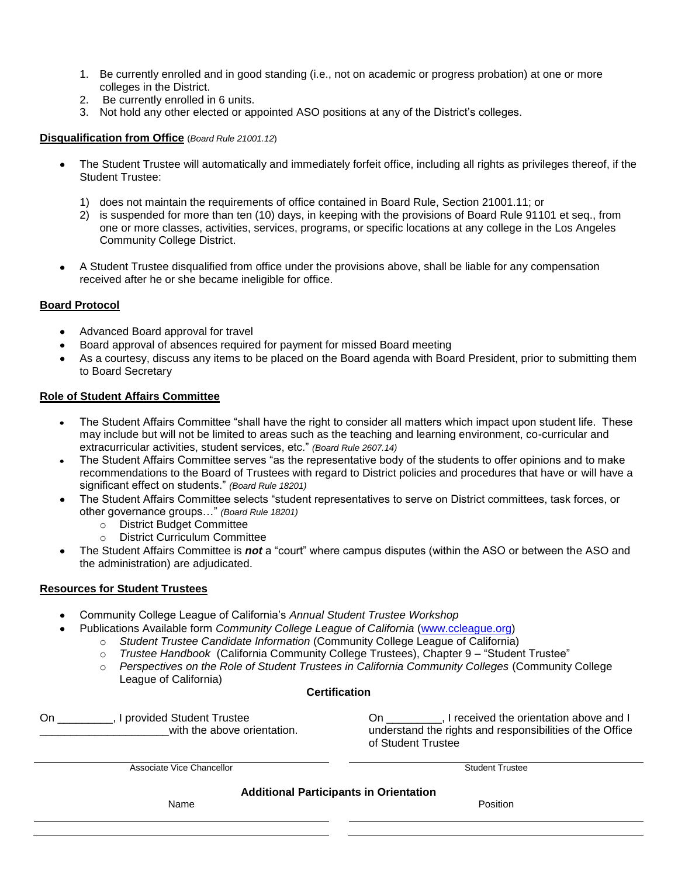1. Be currently enrolled and in good standing (i.e., not on academic or progress probation) at one or more colleges in the District.
2. Be currently enrolled in 6 units.
3. Not hold any other elected or appointed ASO positions at any of the District's colleges.

**Disqualification from Office** (*Board Rule 21001.12*)

- The Student Trustee will automatically and immediately forfeit office, including all rights as privileges thereof, if the Student Trustee:

    1) does not maintain the requirements of office contained in Board Rule, Section 21001.11; or
    2) is suspended for more than ten (10) days, in keeping with the provisions of Board Rule 91101 et seq., from one or more classes, activities, services, programs, or specific locations at any college in the Los Angeles Community College District.

- A Student Trustee disqualified from office under the provisions above, shall be liable for any compensation received after he or she became ineligible for office.

**Board Protocol**

- Advanced Board approval for travel
- Board approval of absences required for payment for missed Board meeting
- As a courtesy, discuss any items to be placed on the Board agenda with Board President, prior to submitting them to Board Secretary

**Role of Student Affairs Committee**

- The Student Affairs Committee "shall have the right to consider all matters which impact upon student life. These may include but will not be limited to areas such as the teaching and learning environment, co-curricular and extracurricular activities, student services, etc." *(Board Rule 2607.14)*
- The Student Affairs Committee serves "as the representative body of the students to offer opinions and to make recommendations to the Board of Trustees with regard to District policies and procedures that have or will have a significant effect on students." *(Board Rule 18201)*
- The Student Affairs Committee selects "student representatives to serve on District committees, task forces, or other governance groups…" *(Board Rule 18201)*
    - District Budget Committee
    - District Curriculum Committee
- The Student Affairs Committee is ***not*** a "court" where campus disputes (within the ASO or between the ASO and the administration) are adjudicated.

**Resources for Student Trustees**

- Community College League of California's *Annual Student Trustee Workshop*
- Publications Available form *Community College League of California* (www.ccleague.org)
    - *Student Trustee Candidate Information* (Community College League of California)
    - *Trustee Handbook* (California Community College Trustees), Chapter 9 – "Student Trustee"
    - *Perspectives on the Role of Student Trustees in California Community Colleges* (Community College League of California)

**Certification**

On _________, I provided Student Trustee _____________________with the above orientation.

______________________________
Associate Vice Chancellor

On _________, I received the orientation above and I understand the rights and responsibilities of the Office of Student Trustee

______________________________
Student Trustee

**Additional Participants in Orientation**

| Name | Position |
|---|---|
| | |
| | |